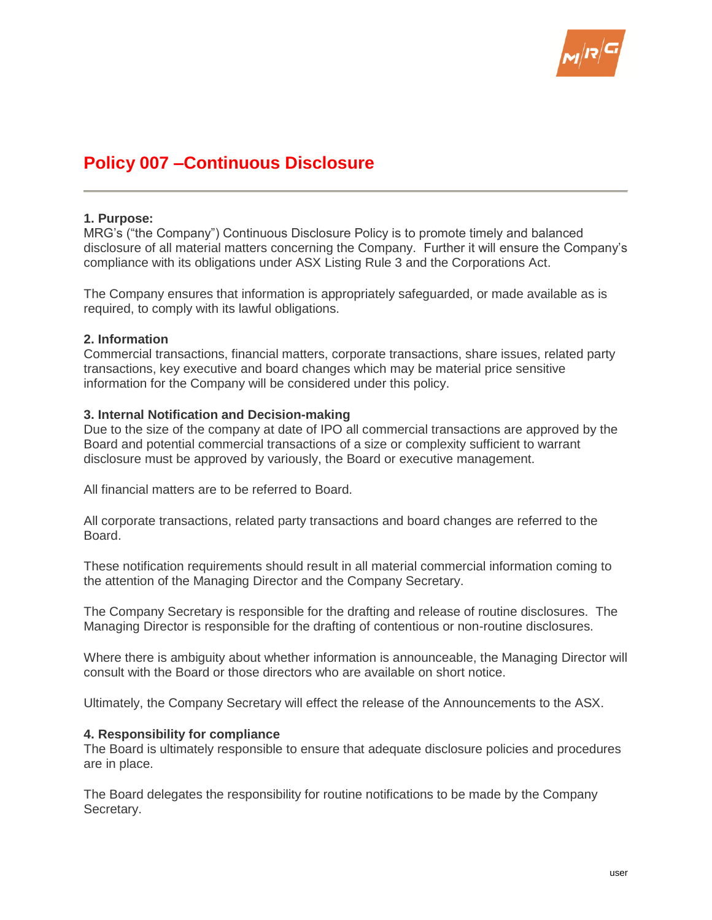# Policy 007 –Continuous Disclosure

**1. Purpose:**
MRG's ("the Company") Continuous Disclosure Policy is to promote timely and balanced disclosure of all material matters concerning the Company. Further it will ensure the Company's compliance with its obligations under ASX Listing Rule 3 and the Corporations Act.

The Company ensures that information is appropriately safeguarded, or made available as is required, to comply with its lawful obligations.

**2. Information**
Commercial transactions, financial matters, corporate transactions, share issues, related party transactions, key executive and board changes which may be material price sensitive information for the Company will be considered under this policy.

**3. Internal Notification and Decision-making**
Due to the size of the company at date of IPO all commercial transactions are approved by the Board and potential commercial transactions of a size or complexity sufficient to warrant disclosure must be approved by variously, the Board or executive management.

All financial matters are to be referred to Board.

All corporate transactions, related party transactions and board changes are referred to the Board.

These notification requirements should result in all material commercial information coming to the attention of the Managing Director and the Company Secretary.

The Company Secretary is responsible for the drafting and release of routine disclosures. The Managing Director is responsible for the drafting of contentious or non-routine disclosures.

Where there is ambiguity about whether information is announceable, the Managing Director will consult with the Board or those directors who are available on short notice.

Ultimately, the Company Secretary will effect the release of the Announcements to the ASX.

**4. Responsibility for compliance**
The Board is ultimately responsible to ensure that adequate disclosure policies and procedures are in place.

The Board delegates the responsibility for routine notifications to be made by the Company Secretary.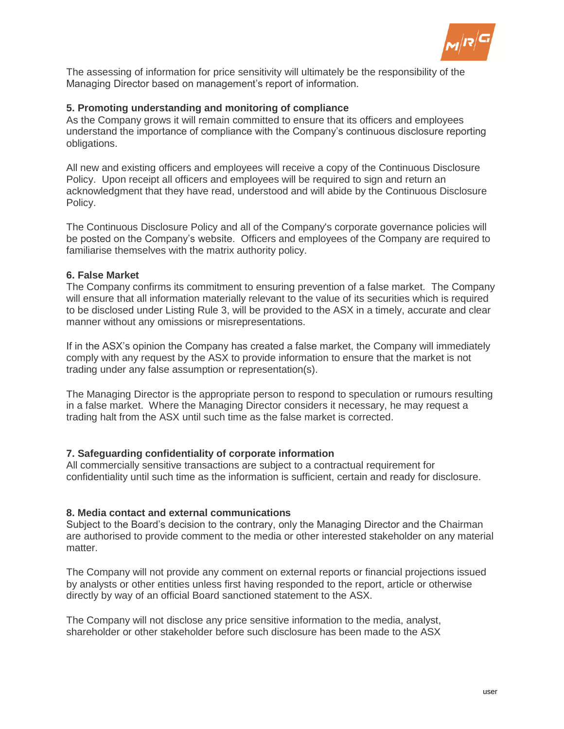The assessing of information for price sensitivity will ultimately be the responsibility of the Managing Director based on management's report of information.

**5. Promoting understanding and monitoring of compliance**

As the Company grows it will remain committed to ensure that its officers and employees understand the importance of compliance with the Company's continuous disclosure reporting obligations.

All new and existing officers and employees will receive a copy of the Continuous Disclosure Policy. Upon receipt all officers and employees will be required to sign and return an acknowledgment that they have read, understood and will abide by the Continuous Disclosure Policy.

The Continuous Disclosure Policy and all of the Company's corporate governance policies will be posted on the Company's website. Officers and employees of the Company are required to familiarise themselves with the matrix authority policy.

**6. False Market**

The Company confirms its commitment to ensuring prevention of a false market. The Company will ensure that all information materially relevant to the value of its securities which is required to be disclosed under Listing Rule 3, will be provided to the ASX in a timely, accurate and clear manner without any omissions or misrepresentations.

If in the ASX's opinion the Company has created a false market, the Company will immediately comply with any request by the ASX to provide information to ensure that the market is not trading under any false assumption or representation(s).

The Managing Director is the appropriate person to respond to speculation or rumours resulting in a false market. Where the Managing Director considers it necessary, he may request a trading halt from the ASX until such time as the false market is corrected.

**7. Safeguarding confidentiality of corporate information**

All commercially sensitive transactions are subject to a contractual requirement for confidentiality until such time as the information is sufficient, certain and ready for disclosure.

**8. Media contact and external communications**

Subject to the Board's decision to the contrary, only the Managing Director and the Chairman are authorised to provide comment to the media or other interested stakeholder on any material matter.

The Company will not provide any comment on external reports or financial projections issued by analysts or other entities unless first having responded to the report, article or otherwise directly by way of an official Board sanctioned statement to the ASX.

The Company will not disclose any price sensitive information to the media, analyst, shareholder or other stakeholder before such disclosure has been made to the ASX